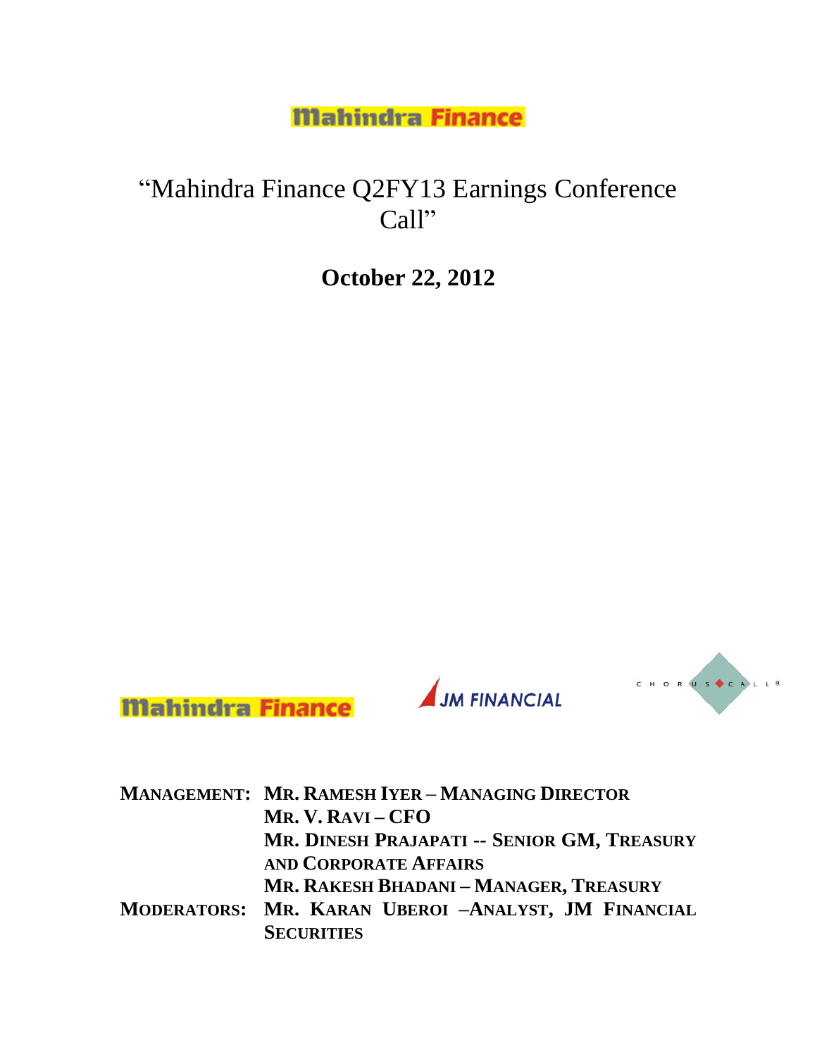**Mahindra Finance**

# "Mahindra Finance Q2FY13 Earnings Conference Call"

**October 22, 2012**

**Mahindra Finance** **JM FINANCIAL** CHORUS CALL®

**MANAGEMENT:** **MR. RAMESH IYER – MANAGING DIRECTOR**
**MR. V. RAVI – CFO**
**MR. DINESH PRAJAPATI -- SENIOR GM, TREASURY AND CORPORATE AFFAIRS**
**MR. RAKESH BHADANI – MANAGER, TREASURY**

**MODERATORS:** **MR. KARAN UBEROI –ANALYST, JM FINANCIAL SECURITIES**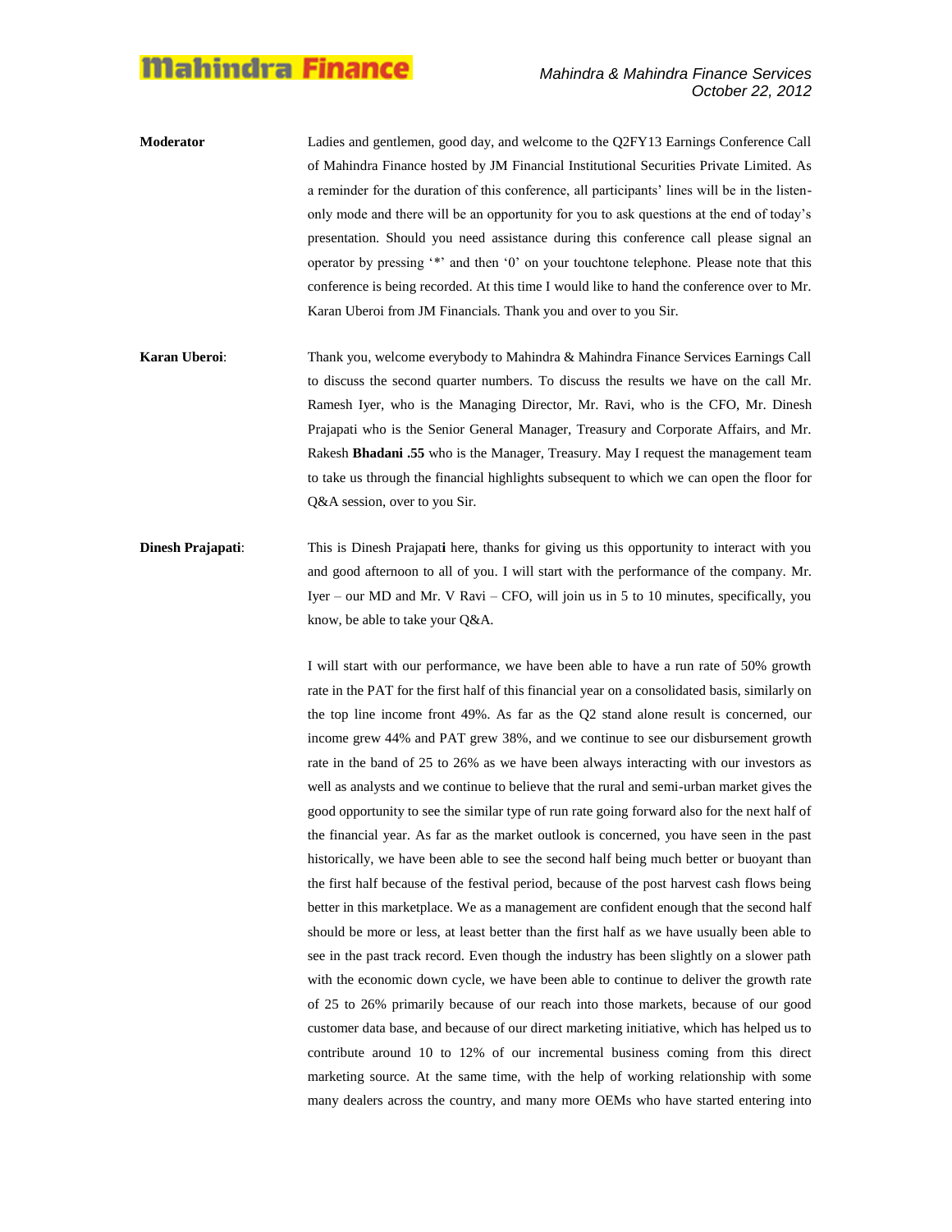**Moderator** Ladies and gentlemen, good day, and welcome to the Q2FY13 Earnings Conference Call of Mahindra Finance hosted by JM Financial Institutional Securities Private Limited. As a reminder for the duration of this conference, all participants' lines will be in the listen-only mode and there will be an opportunity for you to ask questions at the end of today's presentation. Should you need assistance during this conference call please signal an operator by pressing '*' and then '0' on your touchtone telephone. Please note that this conference is being recorded. At this time I would like to hand the conference over to Mr. Karan Uberoi from JM Financials. Thank you and over to you Sir.

**Karan Uberoi**: Thank you, welcome everybody to Mahindra & Mahindra Finance Services Earnings Call to discuss the second quarter numbers. To discuss the results we have on the call Mr. Ramesh Iyer, who is the Managing Director, Mr. Ravi, who is the CFO, Mr. Dinesh Prajapati who is the Senior General Manager, Treasury and Corporate Affairs, and Mr. Rakesh **Bhadani .55** who is the Manager, Treasury. May I request the management team to take us through the financial highlights subsequent to which we can open the floor for Q&A session, over to you Sir.

**Dinesh Prajapati**: This is Dinesh Prajapati here, thanks for giving us this opportunity to interact with you and good afternoon to all of you. I will start with the performance of the company. Mr. Iyer – our MD and Mr. V Ravi – CFO, will join us in 5 to 10 minutes, specifically, you know, be able to take your Q&A.

I will start with our performance, we have been able to have a run rate of 50% growth rate in the PAT for the first half of this financial year on a consolidated basis, similarly on the top line income front 49%. As far as the Q2 stand alone result is concerned, our income grew 44% and PAT grew 38%, and we continue to see our disbursement growth rate in the band of 25 to 26% as we have been always interacting with our investors as well as analysts and we continue to believe that the rural and semi-urban market gives the good opportunity to see the similar type of run rate going forward also for the next half of the financial year. As far as the market outlook is concerned, you have seen in the past historically, we have been able to see the second half being much better or buoyant than the first half because of the festival period, because of the post harvest cash flows being better in this marketplace. We as a management are confident enough that the second half should be more or less, at least better than the first half as we have usually been able to see in the past track record. Even though the industry has been slightly on a slower path with the economic down cycle, we have been able to continue to deliver the growth rate of 25 to 26% primarily because of our reach into those markets, because of our good customer data base, and because of our direct marketing initiative, which has helped us to contribute around 10 to 12% of our incremental business coming from this direct marketing source. At the same time, with the help of working relationship with some many dealers across the country, and many more OEMs who have started entering into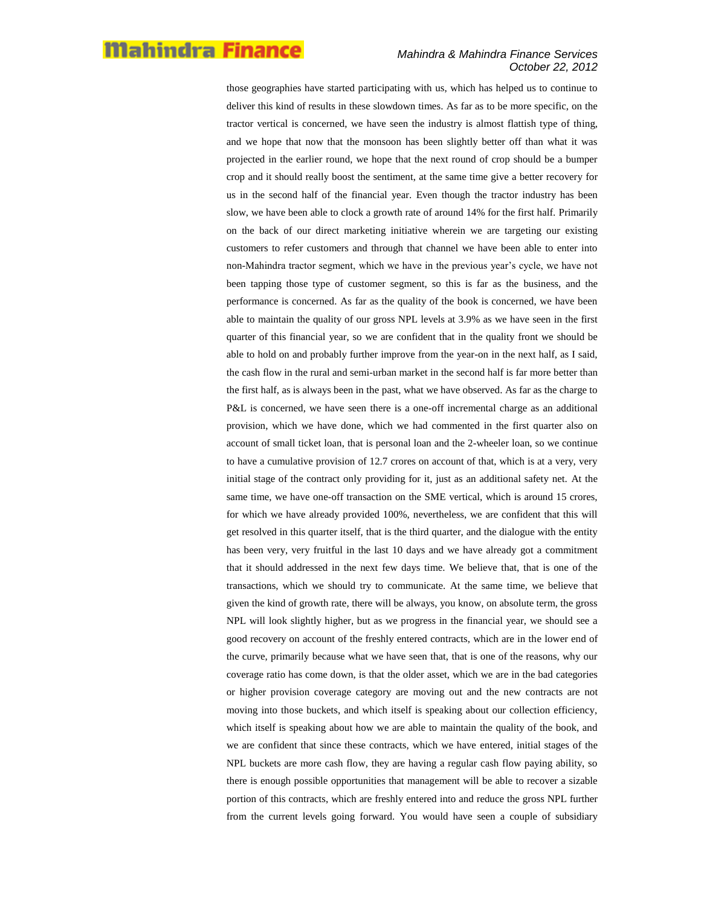those geographies have started participating with us, which has helped us to continue to deliver this kind of results in these slowdown times. As far as to be more specific, on the tractor vertical is concerned, we have seen the industry is almost flattish type of thing, and we hope that now that the monsoon has been slightly better off than what it was projected in the earlier round, we hope that the next round of crop should be a bumper crop and it should really boost the sentiment, at the same time give a better recovery for us in the second half of the financial year. Even though the tractor industry has been slow, we have been able to clock a growth rate of around 14% for the first half. Primarily on the back of our direct marketing initiative wherein we are targeting our existing customers to refer customers and through that channel we have been able to enter into non-Mahindra tractor segment, which we have in the previous year's cycle, we have not been tapping those type of customer segment, so this is far as the business, and the performance is concerned. As far as the quality of the book is concerned, we have been able to maintain the quality of our gross NPL levels at 3.9% as we have seen in the first quarter of this financial year, so we are confident that in the quality front we should be able to hold on and probably further improve from the year-on in the next half, as I said, the cash flow in the rural and semi-urban market in the second half is far more better than the first half, as is always been in the past, what we have observed. As far as the charge to P&L is concerned, we have seen there is a one-off incremental charge as an additional provision, which we have done, which we had commented in the first quarter also on account of small ticket loan, that is personal loan and the 2-wheeler loan, so we continue to have a cumulative provision of 12.7 crores on account of that, which is at a very, very initial stage of the contract only providing for it, just as an additional safety net. At the same time, we have one-off transaction on the SME vertical, which is around 15 crores, for which we have already provided 100%, nevertheless, we are confident that this will get resolved in this quarter itself, that is the third quarter, and the dialogue with the entity has been very, very fruitful in the last 10 days and we have already got a commitment that it should addressed in the next few days time. We believe that, that is one of the transactions, which we should try to communicate. At the same time, we believe that given the kind of growth rate, there will be always, you know, on absolute term, the gross NPL will look slightly higher, but as we progress in the financial year, we should see a good recovery on account of the freshly entered contracts, which are in the lower end of the curve, primarily because what we have seen that, that is one of the reasons, why our coverage ratio has come down, is that the older asset, which we are in the bad categories or higher provision coverage category are moving out and the new contracts are not moving into those buckets, and which itself is speaking about our collection efficiency, which itself is speaking about how we are able to maintain the quality of the book, and we are confident that since these contracts, which we have entered, initial stages of the NPL buckets are more cash flow, they are having a regular cash flow paying ability, so there is enough possible opportunities that management will be able to recover a sizable portion of this contracts, which are freshly entered into and reduce the gross NPL further from the current levels going forward. You would have seen a couple of subsidiary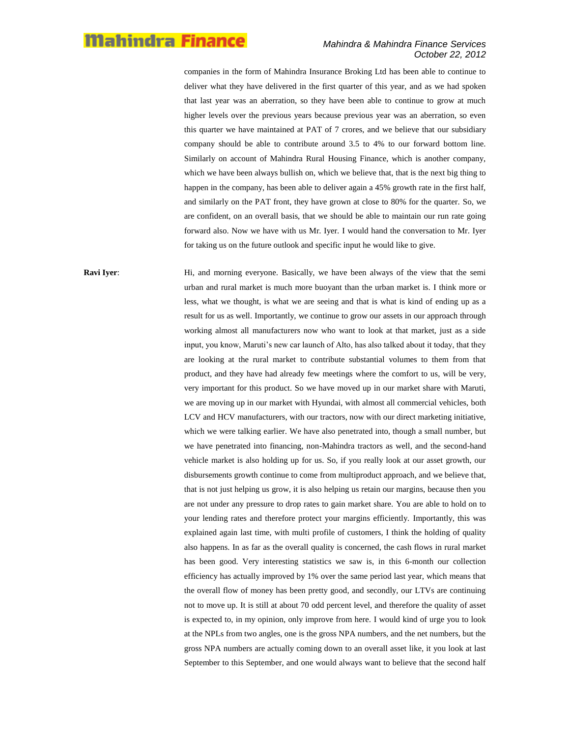companies in the form of Mahindra Insurance Broking Ltd has been able to continue to deliver what they have delivered in the first quarter of this year, and as we had spoken that last year was an aberration, so they have been able to continue to grow at much higher levels over the previous years because previous year was an aberration, so even this quarter we have maintained at PAT of 7 crores, and we believe that our subsidiary company should be able to contribute around 3.5 to 4% to our forward bottom line. Similarly on account of Mahindra Rural Housing Finance, which is another company, which we have been always bullish on, which we believe that, that is the next big thing to happen in the company, has been able to deliver again a 45% growth rate in the first half, and similarly on the PAT front, they have grown at close to 80% for the quarter. So, we are confident, on an overall basis, that we should be able to maintain our run rate going forward also. Now we have with us Mr. Iyer. I would hand the conversation to Mr. Iyer for taking us on the future outlook and specific input he would like to give.

**Ravi Iyer**: Hi, and morning everyone. Basically, we have been always of the view that the semi urban and rural market is much more buoyant than the urban market is. I think more or less, what we thought, is what we are seeing and that is what is kind of ending up as a result for us as well. Importantly, we continue to grow our assets in our approach through working almost all manufacturers now who want to look at that market, just as a side input, you know, Maruti's new car launch of Alto, has also talked about it today, that they are looking at the rural market to contribute substantial volumes to them from that product, and they have had already few meetings where the comfort to us, will be very, very important for this product. So we have moved up in our market share with Maruti, we are moving up in our market with Hyundai, with almost all commercial vehicles, both LCV and HCV manufacturers, with our tractors, now with our direct marketing initiative, which we were talking earlier. We have also penetrated into, though a small number, but we have penetrated into financing, non-Mahindra tractors as well, and the second-hand vehicle market is also holding up for us. So, if you really look at our asset growth, our disbursements growth continue to come from multiproduct approach, and we believe that, that is not just helping us grow, it is also helping us retain our margins, because then you are not under any pressure to drop rates to gain market share. You are able to hold on to your lending rates and therefore protect your margins efficiently. Importantly, this was explained again last time, with multi profile of customers, I think the holding of quality also happens. In as far as the overall quality is concerned, the cash flows in rural market has been good. Very interesting statistics we saw is, in this 6-month our collection efficiency has actually improved by 1% over the same period last year, which means that the overall flow of money has been pretty good, and secondly, our LTVs are continuing not to move up. It is still at about 70 odd percent level, and therefore the quality of asset is expected to, in my opinion, only improve from here. I would kind of urge you to look at the NPLs from two angles, one is the gross NPA numbers, and the net numbers, but the gross NPA numbers are actually coming down to an overall asset like, it you look at last September to this September, and one would always want to believe that the second half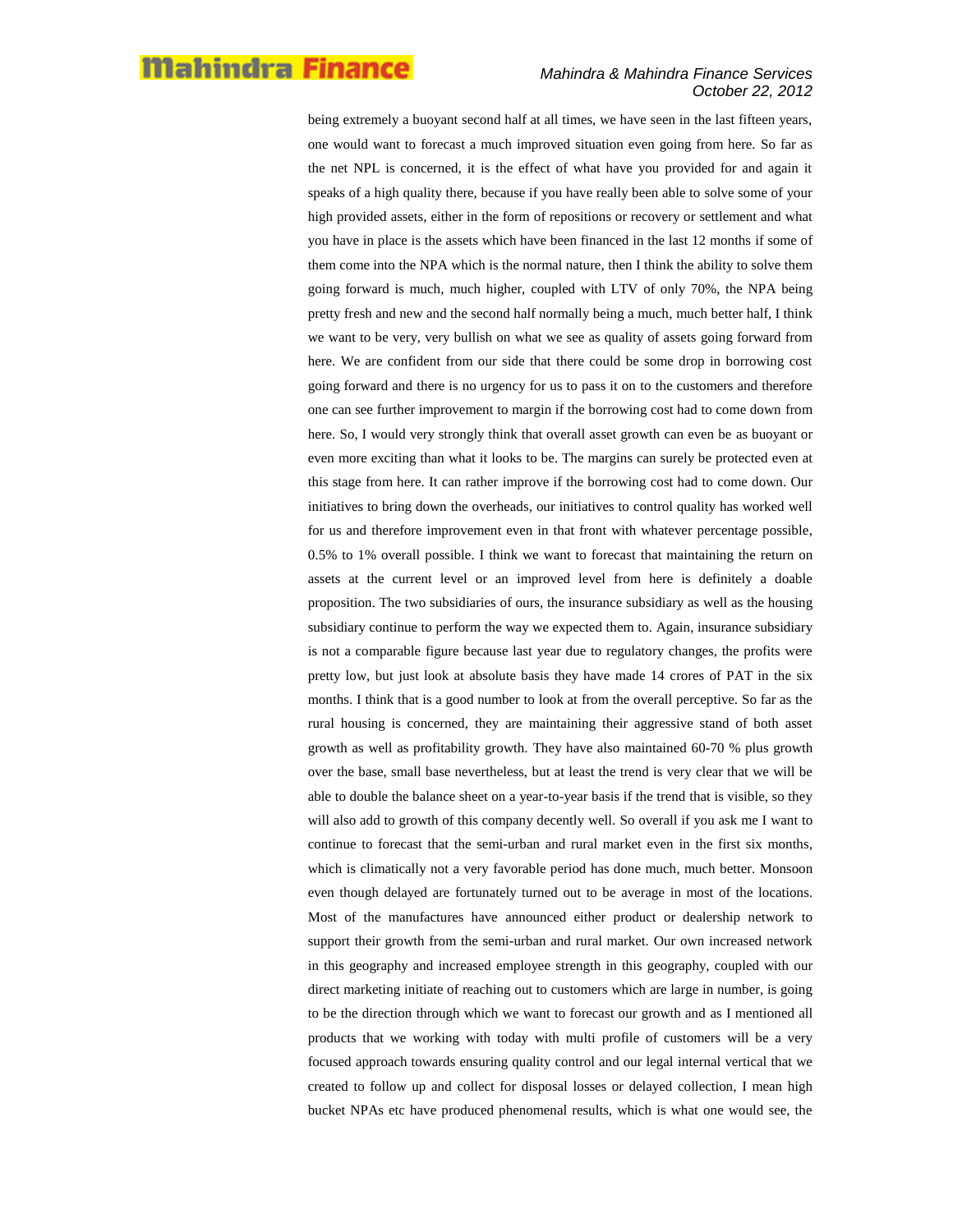being extremely a buoyant second half at all times, we have seen in the last fifteen years, one would want to forecast a much improved situation even going from here. So far as the net NPL is concerned, it is the effect of what have you provided for and again it speaks of a high quality there, because if you have really been able to solve some of your high provided assets, either in the form of repositions or recovery or settlement and what you have in place is the assets which have been financed in the last 12 months if some of them come into the NPA which is the normal nature, then I think the ability to solve them going forward is much, much higher, coupled with LTV of only 70%, the NPA being pretty fresh and new and the second half normally being a much, much better half, I think we want to be very, very bullish on what we see as quality of assets going forward from here. We are confident from our side that there could be some drop in borrowing cost going forward and there is no urgency for us to pass it on to the customers and therefore one can see further improvement to margin if the borrowing cost had to come down from here. So, I would very strongly think that overall asset growth can even be as buoyant or even more exciting than what it looks to be. The margins can surely be protected even at this stage from here. It can rather improve if the borrowing cost had to come down. Our initiatives to bring down the overheads, our initiatives to control quality has worked well for us and therefore improvement even in that front with whatever percentage possible, 0.5% to 1% overall possible. I think we want to forecast that maintaining the return on assets at the current level or an improved level from here is definitely a doable proposition. The two subsidiaries of ours, the insurance subsidiary as well as the housing subsidiary continue to perform the way we expected them to. Again, insurance subsidiary is not a comparable figure because last year due to regulatory changes, the profits were pretty low, but just look at absolute basis they have made 14 crores of PAT in the six months. I think that is a good number to look at from the overall perceptive. So far as the rural housing is concerned, they are maintaining their aggressive stand of both asset growth as well as profitability growth. They have also maintained 60-70 % plus growth over the base, small base nevertheless, but at least the trend is very clear that we will be able to double the balance sheet on a year-to-year basis if the trend that is visible, so they will also add to growth of this company decently well. So overall if you ask me I want to continue to forecast that the semi-urban and rural market even in the first six months, which is climatically not a very favorable period has done much, much better. Monsoon even though delayed are fortunately turned out to be average in most of the locations. Most of the manufactures have announced either product or dealership network to support their growth from the semi-urban and rural market. Our own increased network in this geography and increased employee strength in this geography, coupled with our direct marketing initiate of reaching out to customers which are large in number, is going to be the direction through which we want to forecast our growth and as I mentioned all products that we working with today with multi profile of customers will be a very focused approach towards ensuring quality control and our legal internal vertical that we created to follow up and collect for disposal losses or delayed collection, I mean high bucket NPAs etc have produced phenomenal results, which is what one would see, the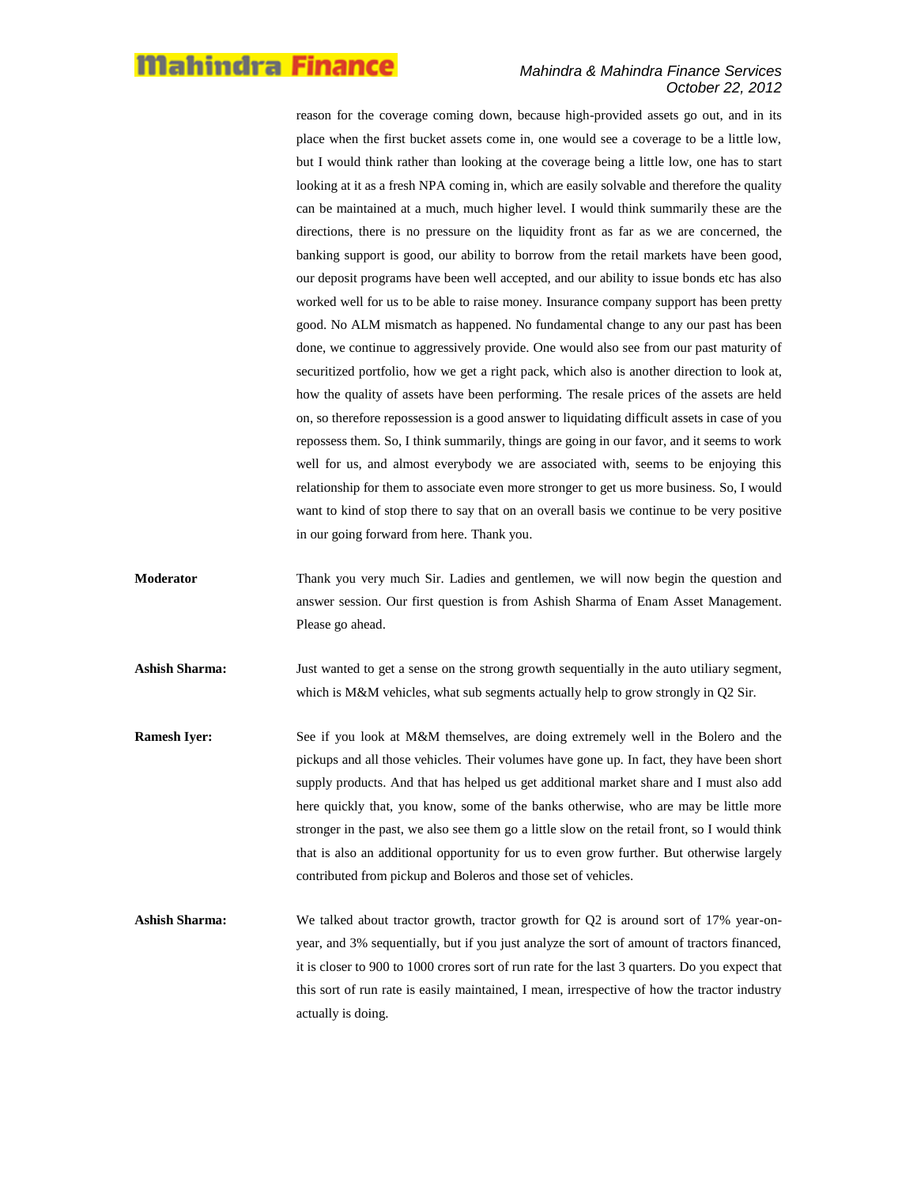reason for the coverage coming down, because high-provided assets go out, and in its place when the first bucket assets come in, one would see a coverage to be a little low, but I would think rather than looking at the coverage being a little low, one has to start looking at it as a fresh NPA coming in, which are easily solvable and therefore the quality can be maintained at a much, much higher level. I would think summarily these are the directions, there is no pressure on the liquidity front as far as we are concerned, the banking support is good, our ability to borrow from the retail markets have been good, our deposit programs have been well accepted, and our ability to issue bonds etc has also worked well for us to be able to raise money. Insurance company support has been pretty good. No ALM mismatch as happened. No fundamental change to any our past has been done, we continue to aggressively provide. One would also see from our past maturity of securitized portfolio, how we get a right pack, which also is another direction to look at, how the quality of assets have been performing. The resale prices of the assets are held on, so therefore repossession is a good answer to liquidating difficult assets in case of you repossess them. So, I think summarily, things are going in our favor, and it seems to work well for us, and almost everybody we are associated with, seems to be enjoying this relationship for them to associate even more stronger to get us more business. So, I would want to kind of stop there to say that on an overall basis we continue to be very positive in our going forward from here. Thank you.

**Moderator** Thank you very much Sir. Ladies and gentlemen, we will now begin the question and answer session. Our first question is from Ashish Sharma of Enam Asset Management. Please go ahead.

**Ashish Sharma:** Just wanted to get a sense on the strong growth sequentially in the auto utiliary segment, which is M&M vehicles, what sub segments actually help to grow strongly in Q2 Sir.

**Ramesh Iyer:** See if you look at M&M themselves, are doing extremely well in the Bolero and the pickups and all those vehicles. Their volumes have gone up. In fact, they have been short supply products. And that has helped us get additional market share and I must also add here quickly that, you know, some of the banks otherwise, who are may be little more stronger in the past, we also see them go a little slow on the retail front, so I would think that is also an additional opportunity for us to even grow further. But otherwise largely contributed from pickup and Boleros and those set of vehicles.

**Ashish Sharma:** We talked about tractor growth, tractor growth for Q2 is around sort of 17% year-on-year, and 3% sequentially, but if you just analyze the sort of amount of tractors financed, it is closer to 900 to 1000 crores sort of run rate for the last 3 quarters. Do you expect that this sort of run rate is easily maintained, I mean, irrespective of how the tractor industry actually is doing.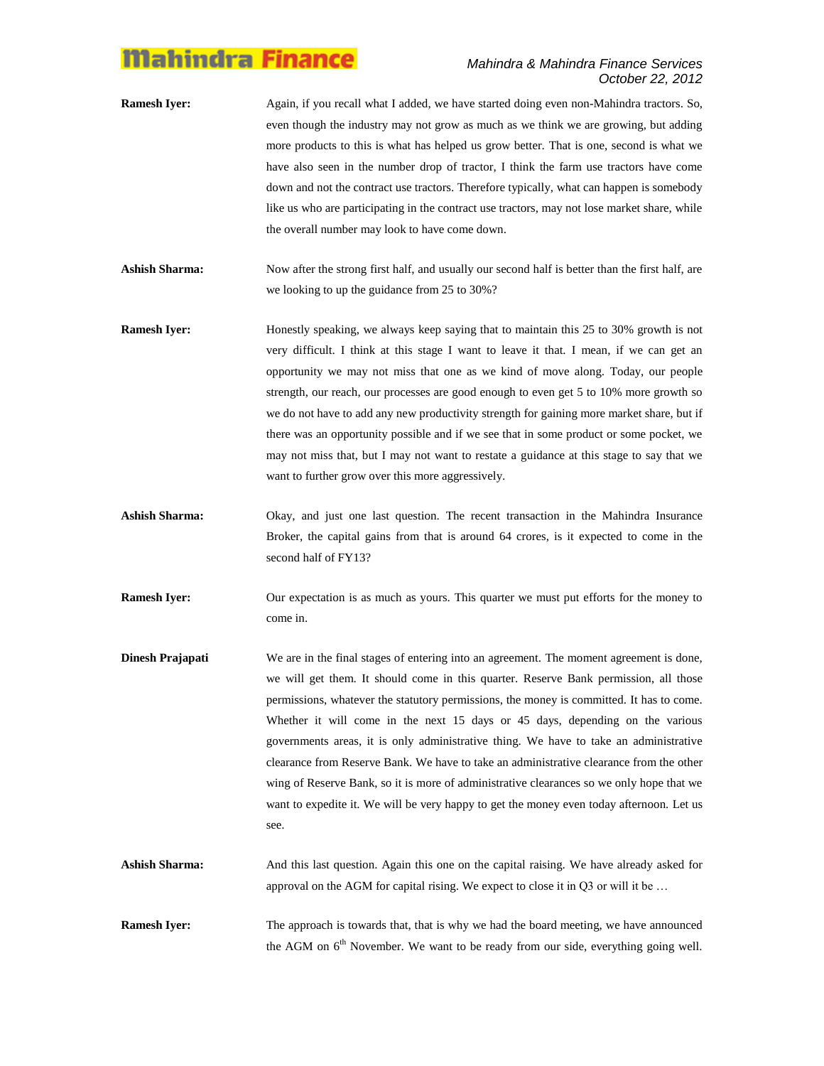**Ramesh Iyer:** Again, if you recall what I added, we have started doing even non-Mahindra tractors. So, even though the industry may not grow as much as we think we are growing, but adding more products to this is what has helped us grow better. That is one, second is what we have also seen in the number drop of tractor, I think the farm use tractors have come down and not the contract use tractors. Therefore typically, what can happen is somebody like us who are participating in the contract use tractors, may not lose market share, while the overall number may look to have come down.

**Ashish Sharma:** Now after the strong first half, and usually our second half is better than the first half, are we looking to up the guidance from 25 to 30%?

**Ramesh Iyer:** Honestly speaking, we always keep saying that to maintain this 25 to 30% growth is not very difficult. I think at this stage I want to leave it that. I mean, if we can get an opportunity we may not miss that one as we kind of move along. Today, our people strength, our reach, our processes are good enough to even get 5 to 10% more growth so we do not have to add any new productivity strength for gaining more market share, but if there was an opportunity possible and if we see that in some product or some pocket, we may not miss that, but I may not want to restate a guidance at this stage to say that we want to further grow over this more aggressively.

**Ashish Sharma:** Okay, and just one last question. The recent transaction in the Mahindra Insurance Broker, the capital gains from that is around 64 crores, is it expected to come in the second half of FY13?

**Ramesh Iyer:** Our expectation is as much as yours. This quarter we must put efforts for the money to come in.

**Dinesh Prajapati** We are in the final stages of entering into an agreement. The moment agreement is done, we will get them. It should come in this quarter. Reserve Bank permission, all those permissions, whatever the statutory permissions, the money is committed. It has to come. Whether it will come in the next 15 days or 45 days, depending on the various governments areas, it is only administrative thing. We have to take an administrative clearance from Reserve Bank. We have to take an administrative clearance from the other wing of Reserve Bank, so it is more of administrative clearances so we only hope that we want to expedite it. We will be very happy to get the money even today afternoon. Let us see.

**Ashish Sharma:** And this last question. Again this one on the capital raising. We have already asked for approval on the AGM for capital rising. We expect to close it in Q3 or will it be …

**Ramesh Iyer:** The approach is towards that, that is why we had the board meeting, we have announced the AGM on 6th November. We want to be ready from our side, everything going well.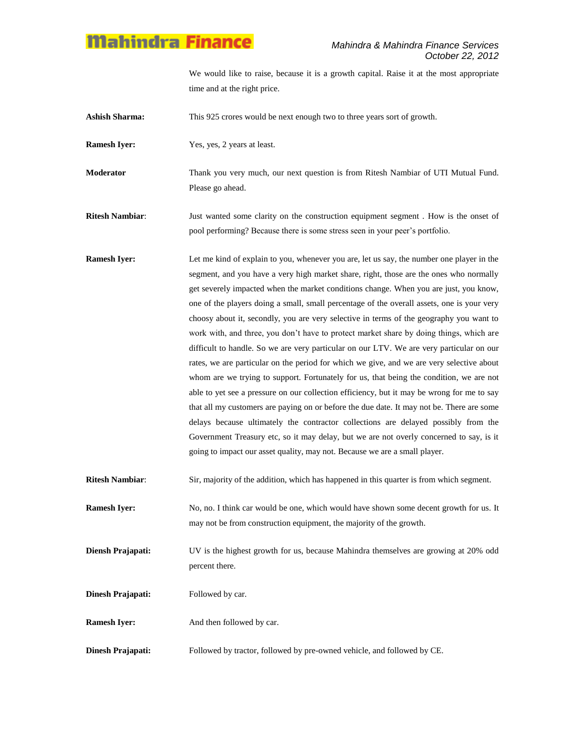We would like to raise, because it is a growth capital. Raise it at the most appropriate time and at the right price.

**Ashish Sharma:** This 925 crores would be next enough two to three years sort of growth.

**Ramesh Iyer:** Yes, yes, 2 years at least.

**Moderator** Thank you very much, our next question is from Ritesh Nambiar of UTI Mutual Fund. Please go ahead.

**Ritesh Nambiar**: Just wanted some clarity on the construction equipment segment . How is the onset of pool performing? Because there is some stress seen in your peer's portfolio.

**Ramesh Iyer:** Let me kind of explain to you, whenever you are, let us say, the number one player in the segment, and you have a very high market share, right, those are the ones who normally get severely impacted when the market conditions change. When you are just, you know, one of the players doing a small, small percentage of the overall assets, one is your very choosy about it, secondly, you are very selective in terms of the geography you want to work with, and three, you don't have to protect market share by doing things, which are difficult to handle. So we are very particular on our LTV. We are very particular on our rates, we are particular on the period for which we give, and we are very selective about whom are we trying to support. Fortunately for us, that being the condition, we are not able to yet see a pressure on our collection efficiency, but it may be wrong for me to say that all my customers are paying on or before the due date. It may not be. There are some delays because ultimately the contractor collections are delayed possibly from the Government Treasury etc, so it may delay, but we are not overly concerned to say, is it going to impact our asset quality, may not. Because we are a small player.

**Ritesh Nambiar**: Sir, majority of the addition, which has happened in this quarter is from which segment.

**Ramesh Iyer:** No, no. I think car would be one, which would have shown some decent growth for us. It may not be from construction equipment, the majority of the growth.

**Diensh Prajapati:** UV is the highest growth for us, because Mahindra themselves are growing at 20% odd percent there.

**Dinesh Prajapati:** Followed by car.

**Ramesh Iyer:** And then followed by car.

**Dinesh Prajapati:** Followed by tractor, followed by pre-owned vehicle, and followed by CE.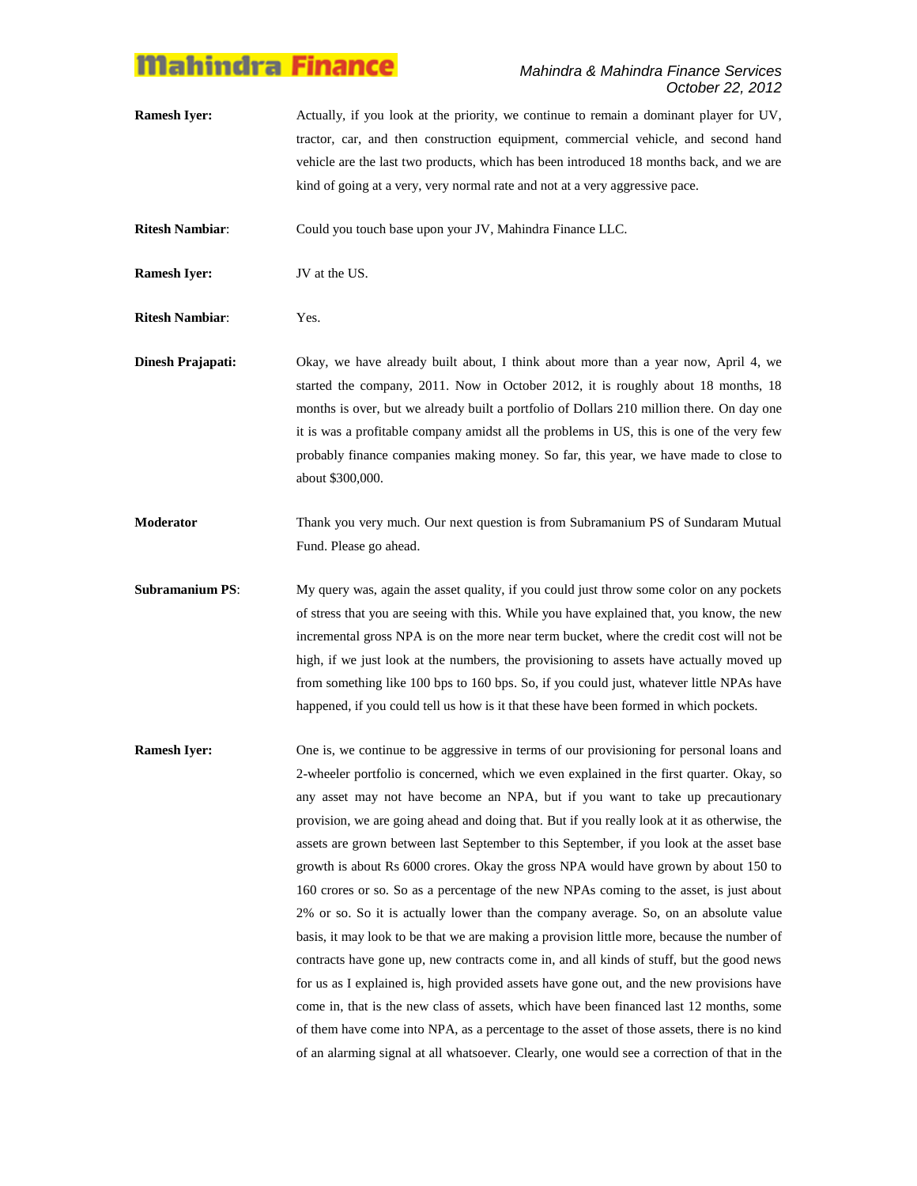**Ramesh Iyer:** Actually, if you look at the priority, we continue to remain a dominant player for UV, tractor, car, and then construction equipment, commercial vehicle, and second hand vehicle are the last two products, which has been introduced 18 months back, and we are kind of going at a very, very normal rate and not at a very aggressive pace.

**Ritesh Nambiar**: Could you touch base upon your JV, Mahindra Finance LLC.

**Ramesh Iyer:** JV at the US.

**Ritesh Nambiar**: Yes.

**Dinesh Prajapati:** Okay, we have already built about, I think about more than a year now, April 4, we started the company, 2011. Now in October 2012, it is roughly about 18 months, 18 months is over, but we already built a portfolio of Dollars 210 million there. On day one it is was a profitable company amidst all the problems in US, this is one of the very few probably finance companies making money. So far, this year, we have made to close to about $300,000.

**Moderator** Thank you very much. Our next question is from Subramanium PS of Sundaram Mutual Fund. Please go ahead.

**Subramanium PS**: My query was, again the asset quality, if you could just throw some color on any pockets of stress that you are seeing with this. While you have explained that, you know, the new incremental gross NPA is on the more near term bucket, where the credit cost will not be high, if we just look at the numbers, the provisioning to assets have actually moved up from something like 100 bps to 160 bps. So, if you could just, whatever little NPAs have happened, if you could tell us how is it that these have been formed in which pockets.

**Ramesh Iyer:** One is, we continue to be aggressive in terms of our provisioning for personal loans and 2-wheeler portfolio is concerned, which we even explained in the first quarter. Okay, so any asset may not have become an NPA, but if you want to take up precautionary provision, we are going ahead and doing that. But if you really look at it as otherwise, the assets are grown between last September to this September, if you look at the asset base growth is about Rs 6000 crores. Okay the gross NPA would have grown by about 150 to 160 crores or so. So as a percentage of the new NPAs coming to the asset, is just about 2% or so. So it is actually lower than the company average. So, on an absolute value basis, it may look to be that we are making a provision little more, because the number of contracts have gone up, new contracts come in, and all kinds of stuff, but the good news for us as I explained is, high provided assets have gone out, and the new provisions have come in, that is the new class of assets, which have been financed last 12 months, some of them have come into NPA, as a percentage to the asset of those assets, there is no kind of an alarming signal at all whatsoever. Clearly, one would see a correction of that in the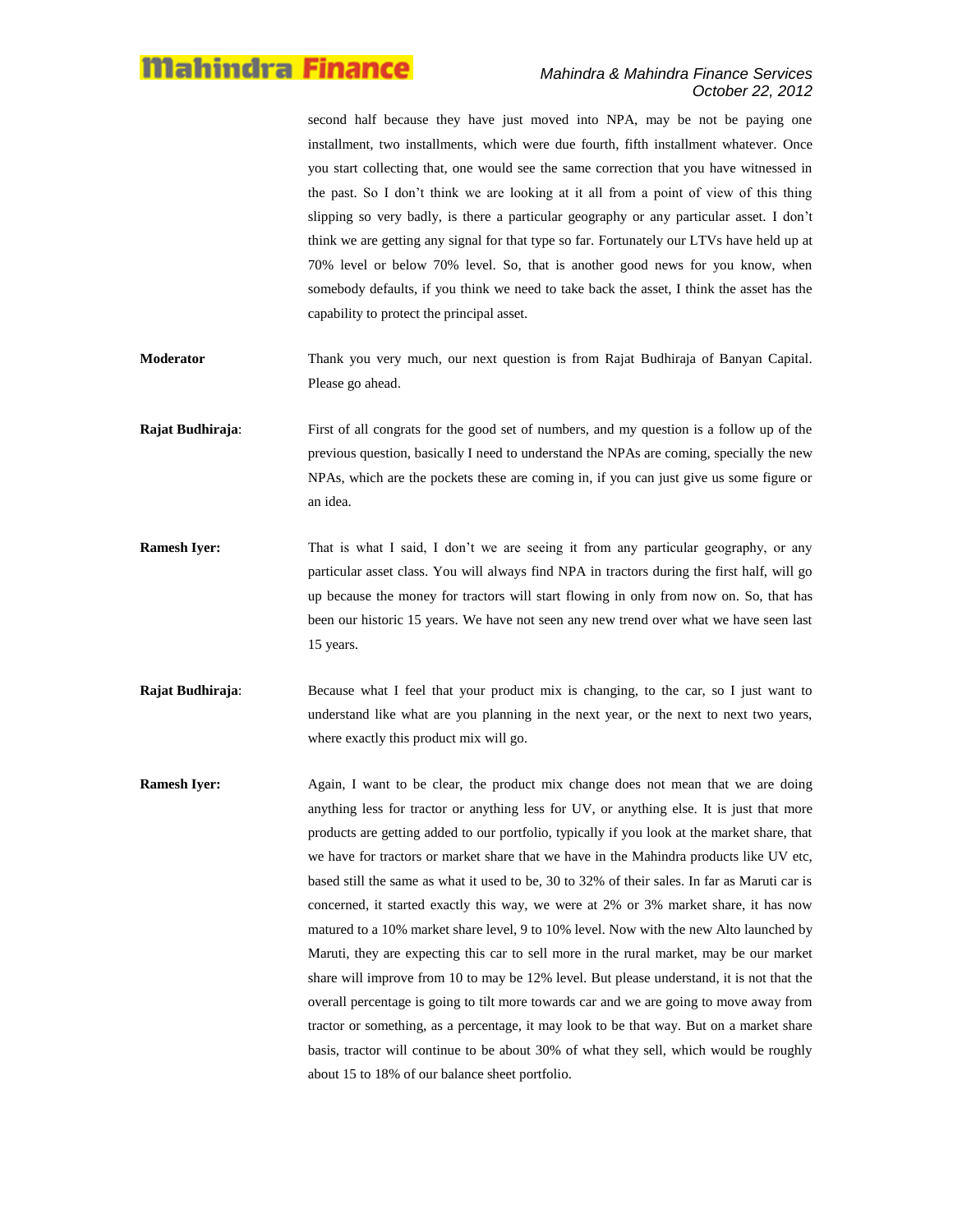second half because they have just moved into NPA, may be not be paying one installment, two installments, which were due fourth, fifth installment whatever. Once you start collecting that, one would see the same correction that you have witnessed in the past. So I don't think we are looking at it all from a point of view of this thing slipping so very badly, is there a particular geography or any particular asset. I don't think we are getting any signal for that type so far. Fortunately our LTVs have held up at 70% level or below 70% level. So, that is another good news for you know, when somebody defaults, if you think we need to take back the asset, I think the asset has the capability to protect the principal asset.

**Moderator** Thank you very much, our next question is from Rajat Budhiraja of Banyan Capital. Please go ahead.

**Rajat Budhiraja**: First of all congrats for the good set of numbers, and my question is a follow up of the previous question, basically I need to understand the NPAs are coming, specially the new NPAs, which are the pockets these are coming in, if you can just give us some figure or an idea.

**Ramesh Iyer:** That is what I said, I don't we are seeing it from any particular geography, or any particular asset class. You will always find NPA in tractors during the first half, will go up because the money for tractors will start flowing in only from now on. So, that has been our historic 15 years. We have not seen any new trend over what we have seen last 15 years.

**Rajat Budhiraja**: Because what I feel that your product mix is changing, to the car, so I just want to understand like what are you planning in the next year, or the next to next two years, where exactly this product mix will go.

**Ramesh Iyer:** Again, I want to be clear, the product mix change does not mean that we are doing anything less for tractor or anything less for UV, or anything else. It is just that more products are getting added to our portfolio, typically if you look at the market share, that we have for tractors or market share that we have in the Mahindra products like UV etc, based still the same as what it used to be, 30 to 32% of their sales. In far as Maruti car is concerned, it started exactly this way, we were at 2% or 3% market share, it has now matured to a 10% market share level, 9 to 10% level. Now with the new Alto launched by Maruti, they are expecting this car to sell more in the rural market, may be our market share will improve from 10 to may be 12% level. But please understand, it is not that the overall percentage is going to tilt more towards car and we are going to move away from tractor or something, as a percentage, it may look to be that way. But on a market share basis, tractor will continue to be about 30% of what they sell, which would be roughly about 15 to 18% of our balance sheet portfolio.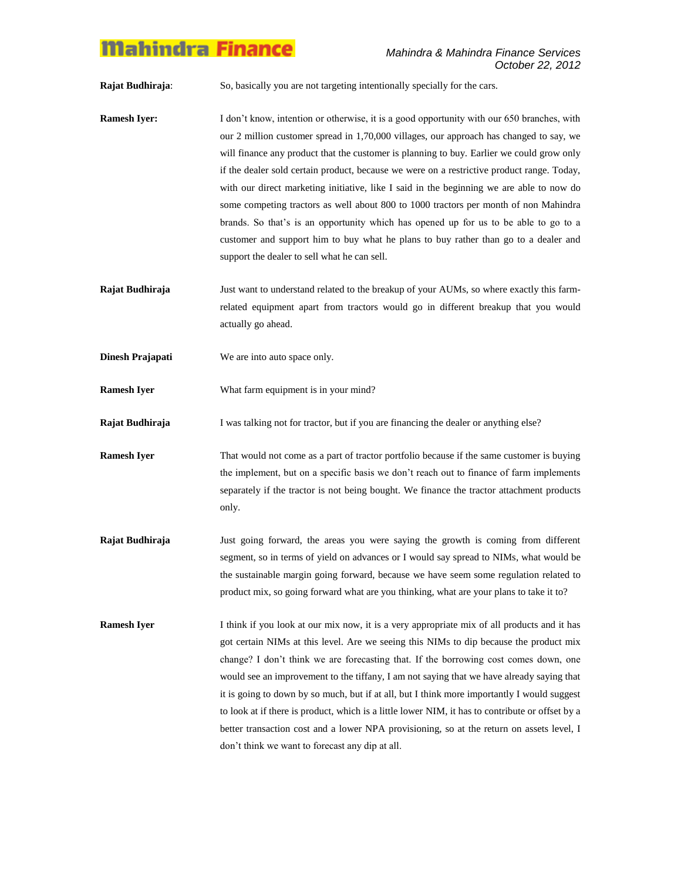**Rajat Budhiraja**: So, basically you are not targeting intentionally specially for the cars.

**Ramesh Iyer:** I don't know, intention or otherwise, it is a good opportunity with our 650 branches, with our 2 million customer spread in 1,70,000 villages, our approach has changed to say, we will finance any product that the customer is planning to buy. Earlier we could grow only if the dealer sold certain product, because we were on a restrictive product range. Today, with our direct marketing initiative, like I said in the beginning we are able to now do some competing tractors as well about 800 to 1000 tractors per month of non Mahindra brands. So that's is an opportunity which has opened up for us to be able to go to a customer and support him to buy what he plans to buy rather than go to a dealer and support the dealer to sell what he can sell.

**Rajat Budhiraja** Just want to understand related to the breakup of your AUMs, so where exactly this farm-related equipment apart from tractors would go in different breakup that you would actually go ahead.

**Dinesh Prajapati** We are into auto space only.

**Ramesh Iyer** What farm equipment is in your mind?

**Rajat Budhiraja** I was talking not for tractor, but if you are financing the dealer or anything else?

**Ramesh Iyer** That would not come as a part of tractor portfolio because if the same customer is buying the implement, but on a specific basis we don't reach out to finance of farm implements separately if the tractor is not being bought. We finance the tractor attachment products only.

**Rajat Budhiraja** Just going forward, the areas you were saying the growth is coming from different segment, so in terms of yield on advances or I would say spread to NIMs, what would be the sustainable margin going forward, because we have seem some regulation related to product mix, so going forward what are you thinking, what are your plans to take it to?

**Ramesh Iyer** I think if you look at our mix now, it is a very appropriate mix of all products and it has got certain NIMs at this level. Are we seeing this NIMs to dip because the product mix change? I don't think we are forecasting that. If the borrowing cost comes down, one would see an improvement to the tiffany, I am not saying that we have already saying that it is going to down by so much, but if at all, but I think more importantly I would suggest to look at if there is product, which is a little lower NIM, it has to contribute or offset by a better transaction cost and a lower NPA provisioning, so at the return on assets level, I don't think we want to forecast any dip at all.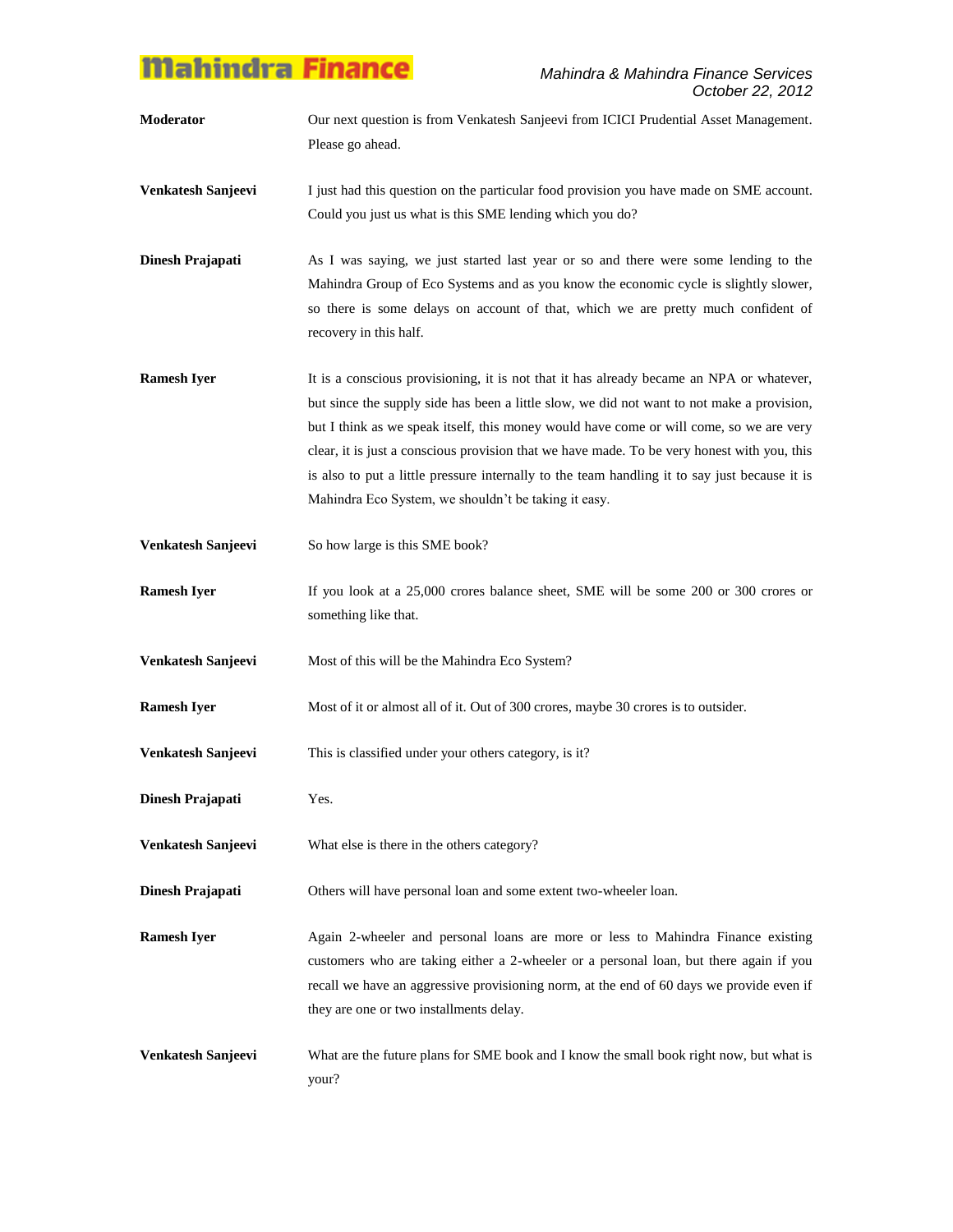**Moderator** Our next question is from Venkatesh Sanjeevi from ICICI Prudential Asset Management. Please go ahead.

**Venkatesh Sanjeevi** I just had this question on the particular food provision you have made on SME account. Could you just us what is this SME lending which you do?

**Dinesh Prajapati** As I was saying, we just started last year or so and there were some lending to the Mahindra Group of Eco Systems and as you know the economic cycle is slightly slower, so there is some delays on account of that, which we are pretty much confident of recovery in this half.

**Ramesh Iyer** It is a conscious provisioning, it is not that it has already became an NPA or whatever, but since the supply side has been a little slow, we did not want to not make a provision, but I think as we speak itself, this money would have come or will come, so we are very clear, it is just a conscious provision that we have made. To be very honest with you, this is also to put a little pressure internally to the team handling it to say just because it is Mahindra Eco System, we shouldn't be taking it easy.

**Venkatesh Sanjeevi** So how large is this SME book?

**Ramesh Iyer** If you look at a 25,000 crores balance sheet, SME will be some 200 or 300 crores or something like that.

**Venkatesh Sanjeevi** Most of this will be the Mahindra Eco System?

**Ramesh Iyer** Most of it or almost all of it. Out of 300 crores, maybe 30 crores is to outsider.

**Venkatesh Sanjeevi** This is classified under your others category, is it?

**Dinesh Prajapati** Yes.

**Venkatesh Sanjeevi** What else is there in the others category?

**Dinesh Prajapati** Others will have personal loan and some extent two-wheeler loan.

**Ramesh Iyer** Again 2-wheeler and personal loans are more or less to Mahindra Finance existing customers who are taking either a 2-wheeler or a personal loan, but there again if you recall we have an aggressive provisioning norm, at the end of 60 days we provide even if they are one or two installments delay.

**Venkatesh Sanjeevi** What are the future plans for SME book and I know the small book right now, but what is your?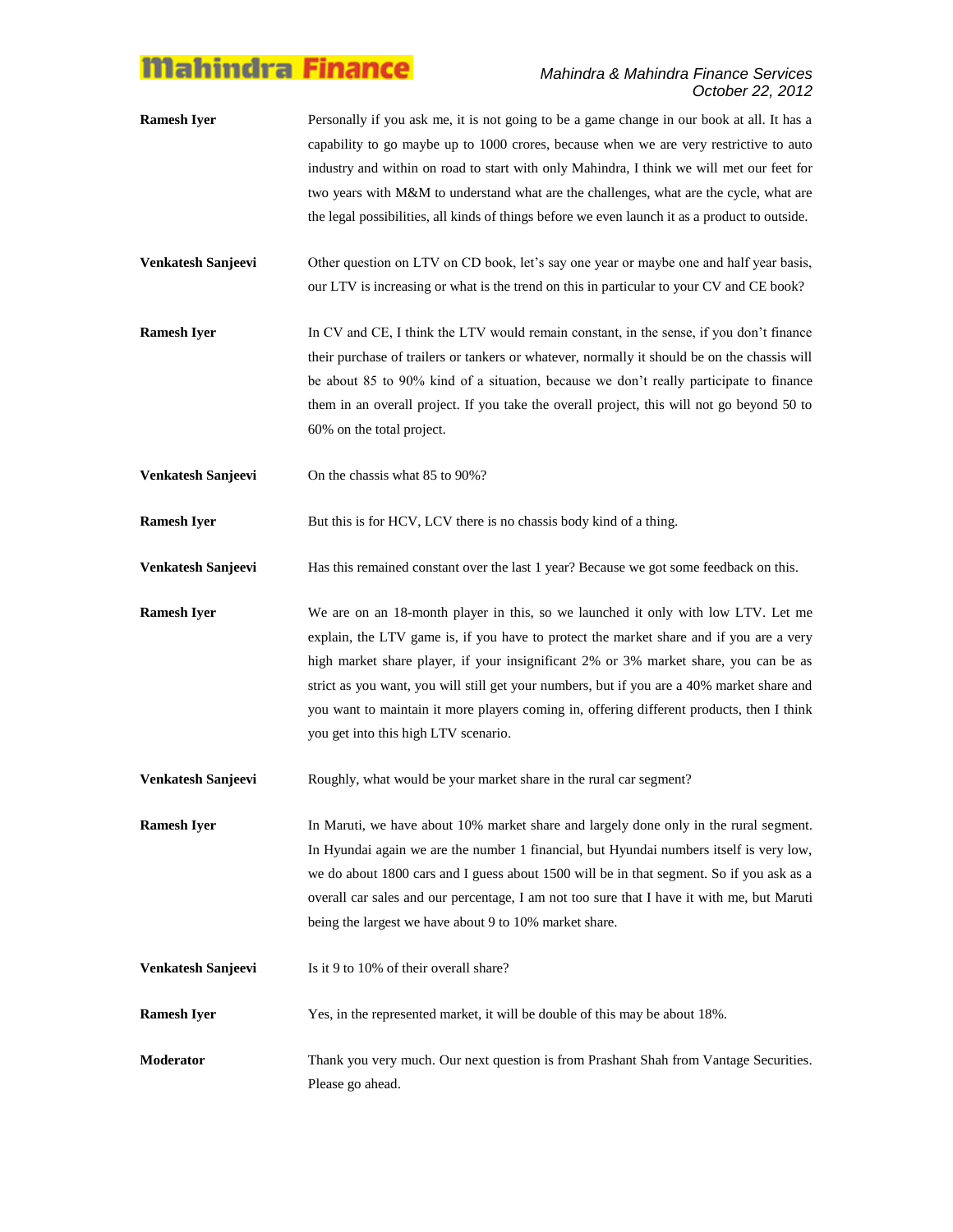**Ramesh Iyer** Personally if you ask me, it is not going to be a game change in our book at all. It has a capability to go maybe up to 1000 crores, because when we are very restrictive to auto industry and within on road to start with only Mahindra, I think we will met our feet for two years with M&M to understand what are the challenges, what are the cycle, what are the legal possibilities, all kinds of things before we even launch it as a product to outside.

**Venkatesh Sanjeevi** Other question on LTV on CD book, let's say one year or maybe one and half year basis, our LTV is increasing or what is the trend on this in particular to your CV and CE book?

**Ramesh Iyer** In CV and CE, I think the LTV would remain constant, in the sense, if you don't finance their purchase of trailers or tankers or whatever, normally it should be on the chassis will be about 85 to 90% kind of a situation, because we don't really participate to finance them in an overall project. If you take the overall project, this will not go beyond 50 to 60% on the total project.

**Venkatesh Sanjeevi** On the chassis what 85 to 90%?

**Ramesh Iyer** But this is for HCV, LCV there is no chassis body kind of a thing.

**Venkatesh Sanjeevi** Has this remained constant over the last 1 year? Because we got some feedback on this.

**Ramesh Iyer** We are on an 18-month player in this, so we launched it only with low LTV. Let me explain, the LTV game is, if you have to protect the market share and if you are a very high market share player, if your insignificant 2% or 3% market share, you can be as strict as you want, you will still get your numbers, but if you are a 40% market share and you want to maintain it more players coming in, offering different products, then I think you get into this high LTV scenario.

**Venkatesh Sanjeevi** Roughly, what would be your market share in the rural car segment?

**Ramesh Iyer** In Maruti, we have about 10% market share and largely done only in the rural segment. In Hyundai again we are the number 1 financial, but Hyundai numbers itself is very low, we do about 1800 cars and I guess about 1500 will be in that segment. So if you ask as a overall car sales and our percentage, I am not too sure that I have it with me, but Maruti being the largest we have about 9 to 10% market share.

**Venkatesh Sanjeevi** Is it 9 to 10% of their overall share?

**Ramesh Iyer** Yes, in the represented market, it will be double of this may be about 18%.

**Moderator** Thank you very much. Our next question is from Prashant Shah from Vantage Securities. Please go ahead.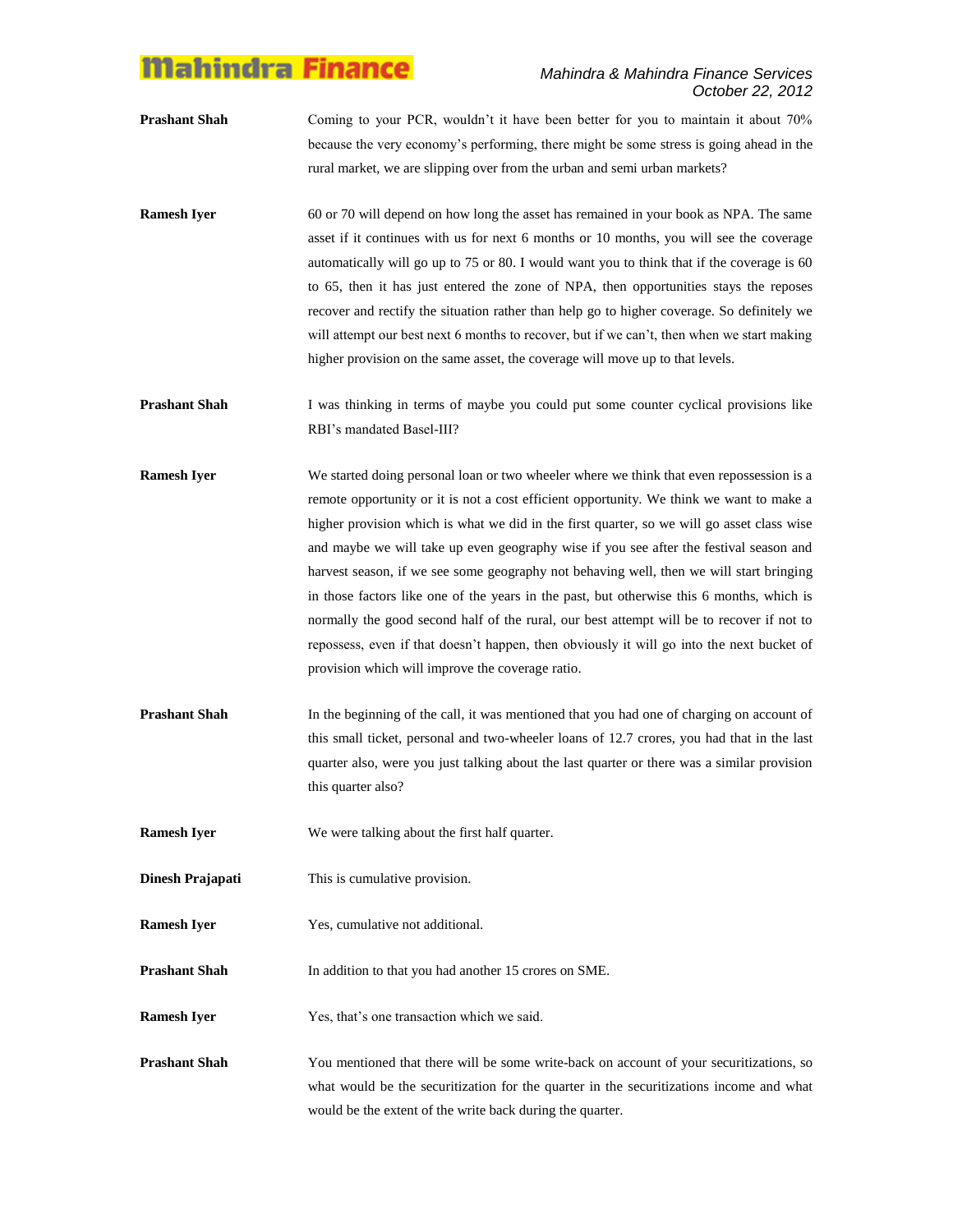**Prashant Shah** Coming to your PCR, wouldn't it have been better for you to maintain it about 70% because the very economy's performing, there might be some stress is going ahead in the rural market, we are slipping over from the urban and semi urban markets?

**Ramesh Iyer** 60 or 70 will depend on how long the asset has remained in your book as NPA. The same asset if it continues with us for next 6 months or 10 months, you will see the coverage automatically will go up to 75 or 80. I would want you to think that if the coverage is 60 to 65, then it has just entered the zone of NPA, then opportunities stays the reposes recover and rectify the situation rather than help go to higher coverage. So definitely we will attempt our best next 6 months to recover, but if we can't, then when we start making higher provision on the same asset, the coverage will move up to that levels.

**Prashant Shah** I was thinking in terms of maybe you could put some counter cyclical provisions like RBI's mandated Basel-III?

**Ramesh Iyer** We started doing personal loan or two wheeler where we think that even repossession is a remote opportunity or it is not a cost efficient opportunity. We think we want to make a higher provision which is what we did in the first quarter, so we will go asset class wise and maybe we will take up even geography wise if you see after the festival season and harvest season, if we see some geography not behaving well, then we will start bringing in those factors like one of the years in the past, but otherwise this 6 months, which is normally the good second half of the rural, our best attempt will be to recover if not to repossess, even if that doesn't happen, then obviously it will go into the next bucket of provision which will improve the coverage ratio.

**Prashant Shah** In the beginning of the call, it was mentioned that you had one of charging on account of this small ticket, personal and two-wheeler loans of 12.7 crores, you had that in the last quarter also, were you just talking about the last quarter or there was a similar provision this quarter also?

**Ramesh Iyer** We were talking about the first half quarter.

**Dinesh Prajapati** This is cumulative provision.

**Ramesh Iyer** Yes, cumulative not additional.

**Prashant Shah** In addition to that you had another 15 crores on SME.

**Ramesh Iyer** Yes, that's one transaction which we said.

**Prashant Shah** You mentioned that there will be some write-back on account of your securitizations, so what would be the securitization for the quarter in the securitizations income and what would be the extent of the write back during the quarter.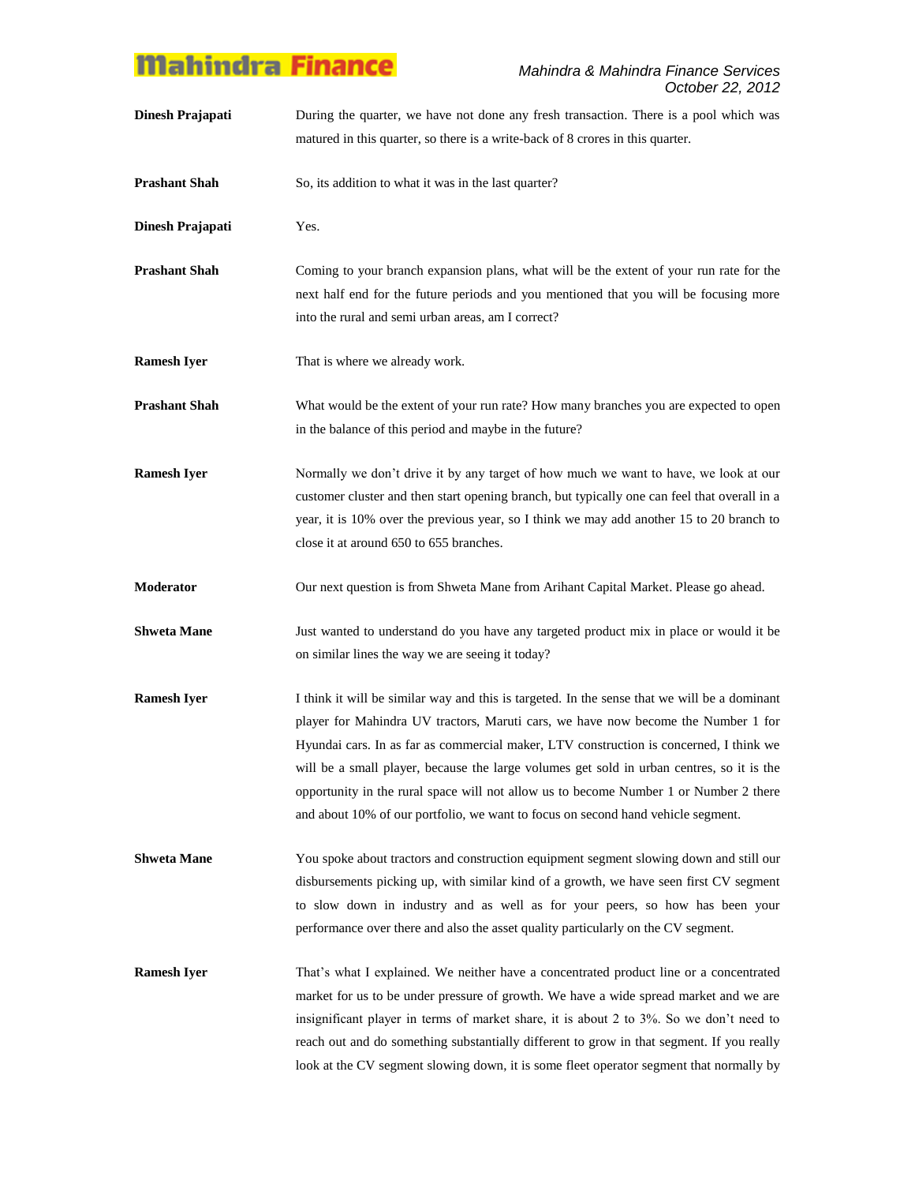**Dinesh Prajapati** During the quarter, we have not done any fresh transaction. There is a pool which was matured in this quarter, so there is a write-back of 8 crores in this quarter.

**Prashant Shah** So, its addition to what it was in the last quarter?

**Dinesh Prajapati** Yes.

**Prashant Shah** Coming to your branch expansion plans, what will be the extent of your run rate for the next half end for the future periods and you mentioned that you will be focusing more into the rural and semi urban areas, am I correct?

**Ramesh Iyer** That is where we already work.

**Prashant Shah** What would be the extent of your run rate? How many branches you are expected to open in the balance of this period and maybe in the future?

**Ramesh Iyer** Normally we don't drive it by any target of how much we want to have, we look at our customer cluster and then start opening branch, but typically one can feel that overall in a year, it is 10% over the previous year, so I think we may add another 15 to 20 branch to close it at around 650 to 655 branches.

**Moderator** Our next question is from Shweta Mane from Arihant Capital Market. Please go ahead.

**Shweta Mane** Just wanted to understand do you have any targeted product mix in place or would it be on similar lines the way we are seeing it today?

**Ramesh Iyer** I think it will be similar way and this is targeted. In the sense that we will be a dominant player for Mahindra UV tractors, Maruti cars, we have now become the Number 1 for Hyundai cars. In as far as commercial maker, LTV construction is concerned, I think we will be a small player, because the large volumes get sold in urban centres, so it is the opportunity in the rural space will not allow us to become Number 1 or Number 2 there and about 10% of our portfolio, we want to focus on second hand vehicle segment.

**Shweta Mane** You spoke about tractors and construction equipment segment slowing down and still our disbursements picking up, with similar kind of a growth, we have seen first CV segment to slow down in industry and as well as for your peers, so how has been your performance over there and also the asset quality particularly on the CV segment.

**Ramesh Iyer** That's what I explained. We neither have a concentrated product line or a concentrated market for us to be under pressure of growth. We have a wide spread market and we are insignificant player in terms of market share, it is about 2 to 3%. So we don't need to reach out and do something substantially different to grow in that segment. If you really look at the CV segment slowing down, it is some fleet operator segment that normally by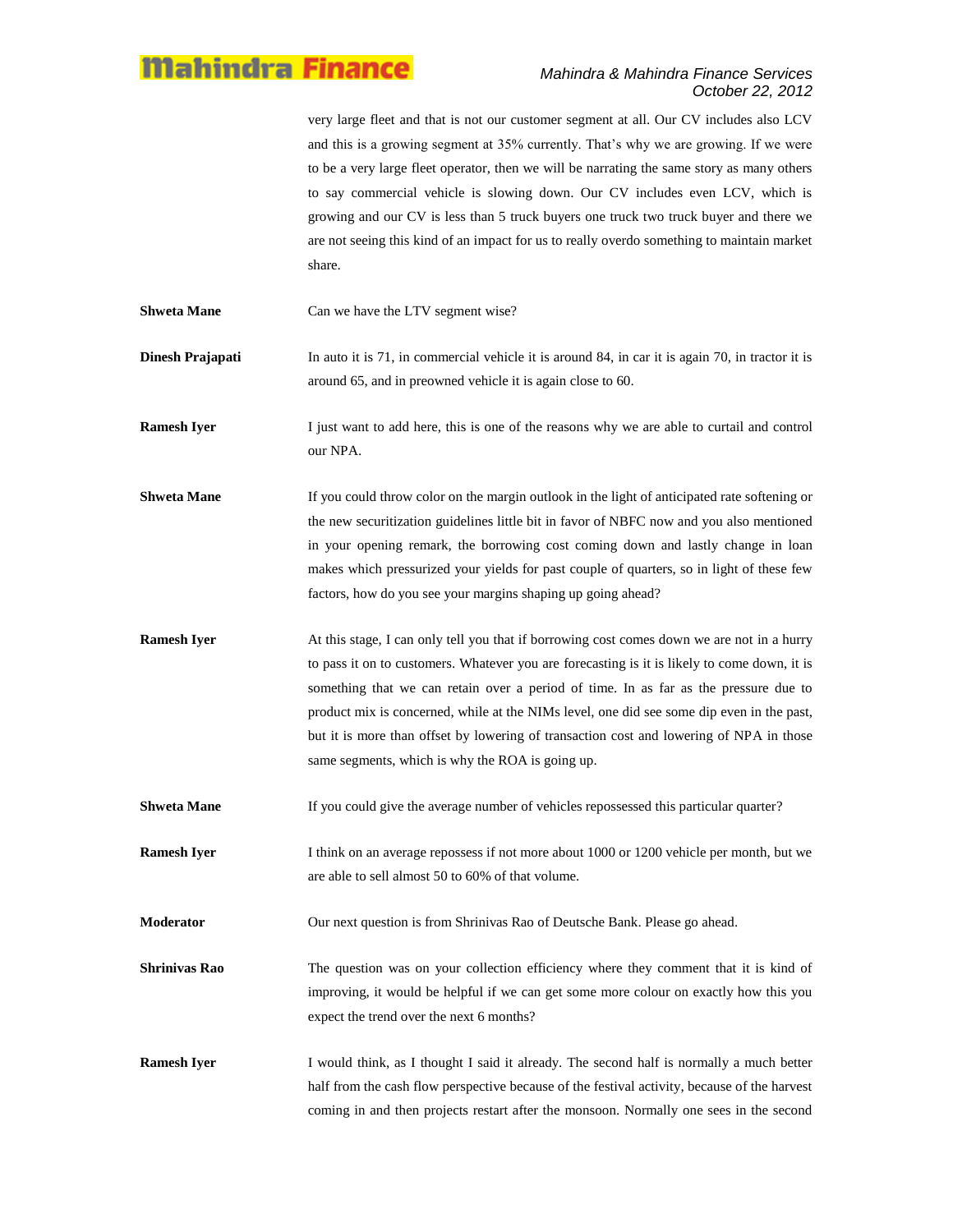very large fleet and that is not our customer segment at all. Our CV includes also LCV and this is a growing segment at 35% currently. That's why we are growing. If we were to be a very large fleet operator, then we will be narrating the same story as many others to say commercial vehicle is slowing down. Our CV includes even LCV, which is growing and our CV is less than 5 truck buyers one truck two truck buyer and there we are not seeing this kind of an impact for us to really overdo something to maintain market share.

**Shweta Mane** Can we have the LTV segment wise?

**Dinesh Prajapati** In auto it is 71, in commercial vehicle it is around 84, in car it is again 70, in tractor it is around 65, and in preowned vehicle it is again close to 60.

**Ramesh Iyer** I just want to add here, this is one of the reasons why we are able to curtail and control our NPA.

**Shweta Mane** If you could throw color on the margin outlook in the light of anticipated rate softening or the new securitization guidelines little bit in favor of NBFC now and you also mentioned in your opening remark, the borrowing cost coming down and lastly change in loan makes which pressurized your yields for past couple of quarters, so in light of these few factors, how do you see your margins shaping up going ahead?

**Ramesh Iyer** At this stage, I can only tell you that if borrowing cost comes down we are not in a hurry to pass it on to customers. Whatever you are forecasting is it is likely to come down, it is something that we can retain over a period of time. In as far as the pressure due to product mix is concerned, while at the NIMs level, one did see some dip even in the past, but it is more than offset by lowering of transaction cost and lowering of NPA in those same segments, which is why the ROA is going up.

**Shweta Mane** If you could give the average number of vehicles repossessed this particular quarter?

**Ramesh Iyer** I think on an average repossess if not more about 1000 or 1200 vehicle per month, but we are able to sell almost 50 to 60% of that volume.

**Moderator** Our next question is from Shrinivas Rao of Deutsche Bank. Please go ahead.

**Shrinivas Rao** The question was on your collection efficiency where they comment that it is kind of improving, it would be helpful if we can get some more colour on exactly how this you expect the trend over the next 6 months?

**Ramesh Iyer** I would think, as I thought I said it already. The second half is normally a much better half from the cash flow perspective because of the festival activity, because of the harvest coming in and then projects restart after the monsoon. Normally one sees in the second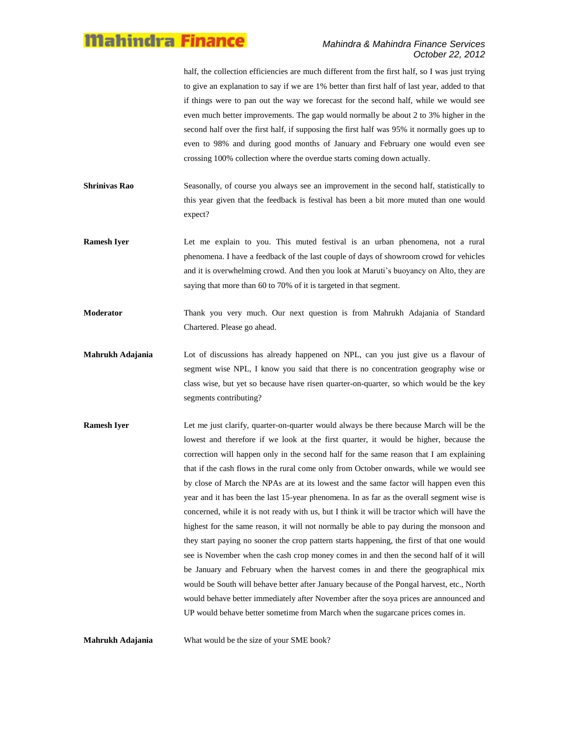half, the collection efficiencies are much different from the first half, so I was just trying to give an explanation to say if we are 1% better than first half of last year, added to that if things were to pan out the way we forecast for the second half, while we would see even much better improvements. The gap would normally be about 2 to 3% higher in the second half over the first half, if supposing the first half was 95% it normally goes up to even to 98% and during good months of January and February one would even see crossing 100% collection where the overdue starts coming down actually.

**Shrinivas Rao** Seasonally, of course you always see an improvement in the second half, statistically to this year given that the feedback is festival has been a bit more muted than one would expect?

**Ramesh Iyer** Let me explain to you. This muted festival is an urban phenomena, not a rural phenomena. I have a feedback of the last couple of days of showroom crowd for vehicles and it is overwhelming crowd. And then you look at Maruti's buoyancy on Alto, they are saying that more than 60 to 70% of it is targeted in that segment.

**Moderator** Thank you very much. Our next question is from Mahrukh Adajania of Standard Chartered. Please go ahead.

**Mahrukh Adajania** Lot of discussions has already happened on NPL, can you just give us a flavour of segment wise NPL, I know you said that there is no concentration geography wise or class wise, but yet so because have risen quarter-on-quarter, so which would be the key segments contributing?

**Ramesh Iyer** Let me just clarify, quarter-on-quarter would always be there because March will be the lowest and therefore if we look at the first quarter, it would be higher, because the correction will happen only in the second half for the same reason that I am explaining that if the cash flows in the rural come only from October onwards, while we would see by close of March the NPAs are at its lowest and the same factor will happen even this year and it has been the last 15-year phenomena. In as far as the overall segment wise is concerned, while it is not ready with us, but I think it will be tractor which will have the highest for the same reason, it will not normally be able to pay during the monsoon and they start paying no sooner the crop pattern starts happening, the first of that one would see is November when the cash crop money comes in and then the second half of it will be January and February when the harvest comes in and there the geographical mix would be South will behave better after January because of the Pongal harvest, etc., North would behave better immediately after November after the soya prices are announced and UP would behave better sometime from March when the sugarcane prices comes in.

**Mahrukh Adajania** What would be the size of your SME book?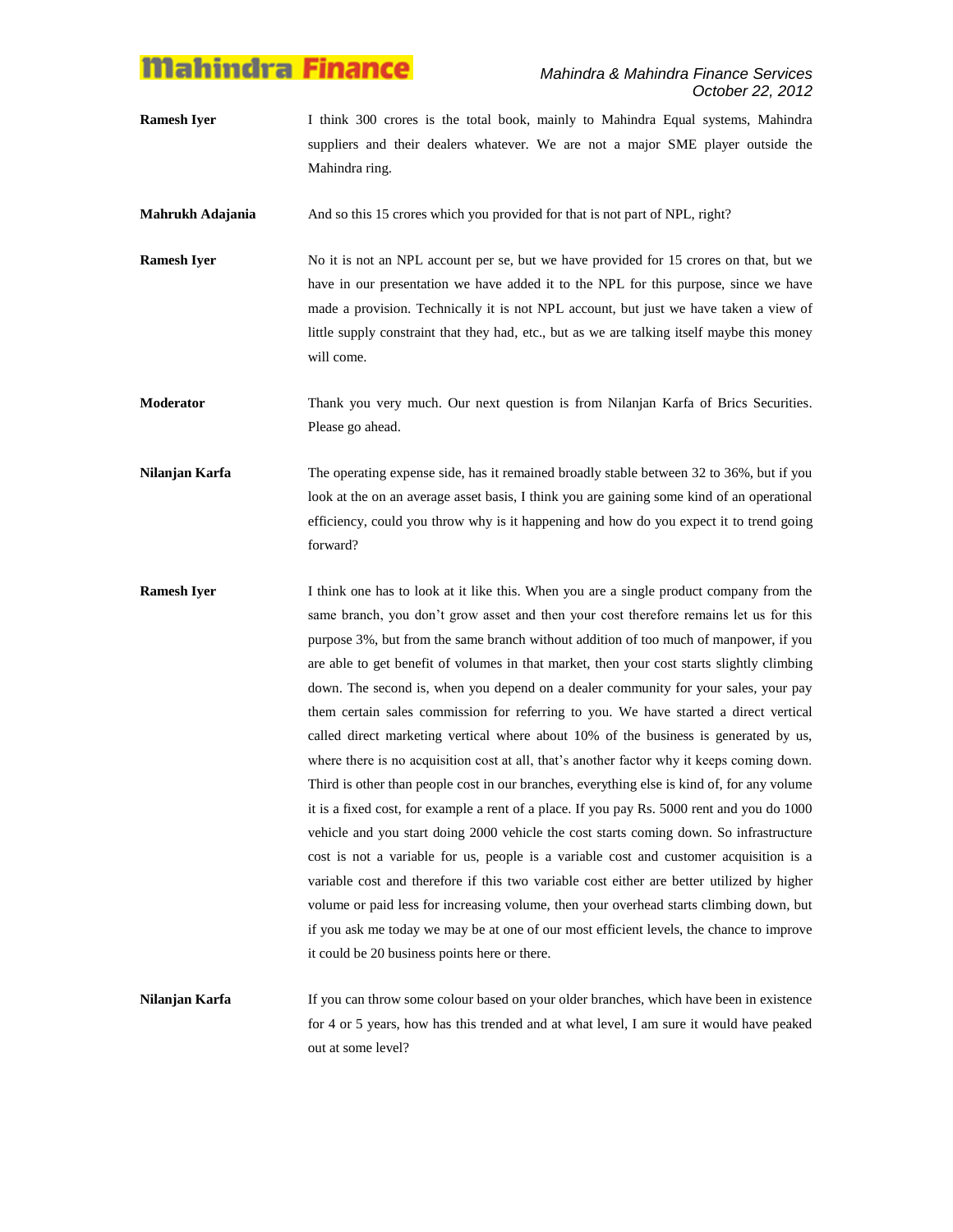**Ramesh Iyer** I think 300 crores is the total book, mainly to Mahindra Equal systems, Mahindra suppliers and their dealers whatever. We are not a major SME player outside the Mahindra ring.

**Mahrukh Adajania** And so this 15 crores which you provided for that is not part of NPL, right?

**Ramesh Iyer** No it is not an NPL account per se, but we have provided for 15 crores on that, but we have in our presentation we have added it to the NPL for this purpose, since we have made a provision. Technically it is not NPL account, but just we have taken a view of little supply constraint that they had, etc., but as we are talking itself maybe this money will come.

**Moderator** Thank you very much. Our next question is from Nilanjan Karfa of Brics Securities. Please go ahead.

**Nilanjan Karfa** The operating expense side, has it remained broadly stable between 32 to 36%, but if you look at the on an average asset basis, I think you are gaining some kind of an operational efficiency, could you throw why is it happening and how do you expect it to trend going forward?

**Ramesh Iyer** I think one has to look at it like this. When you are a single product company from the same branch, you don't grow asset and then your cost therefore remains let us for this purpose 3%, but from the same branch without addition of too much of manpower, if you are able to get benefit of volumes in that market, then your cost starts slightly climbing down. The second is, when you depend on a dealer community for your sales, your pay them certain sales commission for referring to you. We have started a direct vertical called direct marketing vertical where about 10% of the business is generated by us, where there is no acquisition cost at all, that's another factor why it keeps coming down. Third is other than people cost in our branches, everything else is kind of, for any volume it is a fixed cost, for example a rent of a place. If you pay Rs. 5000 rent and you do 1000 vehicle and you start doing 2000 vehicle the cost starts coming down. So infrastructure cost is not a variable for us, people is a variable cost and customer acquisition is a variable cost and therefore if this two variable cost either are better utilized by higher volume or paid less for increasing volume, then your overhead starts climbing down, but if you ask me today we may be at one of our most efficient levels, the chance to improve it could be 20 business points here or there.

**Nilanjan Karfa** If you can throw some colour based on your older branches, which have been in existence for 4 or 5 years, how has this trended and at what level, I am sure it would have peaked out at some level?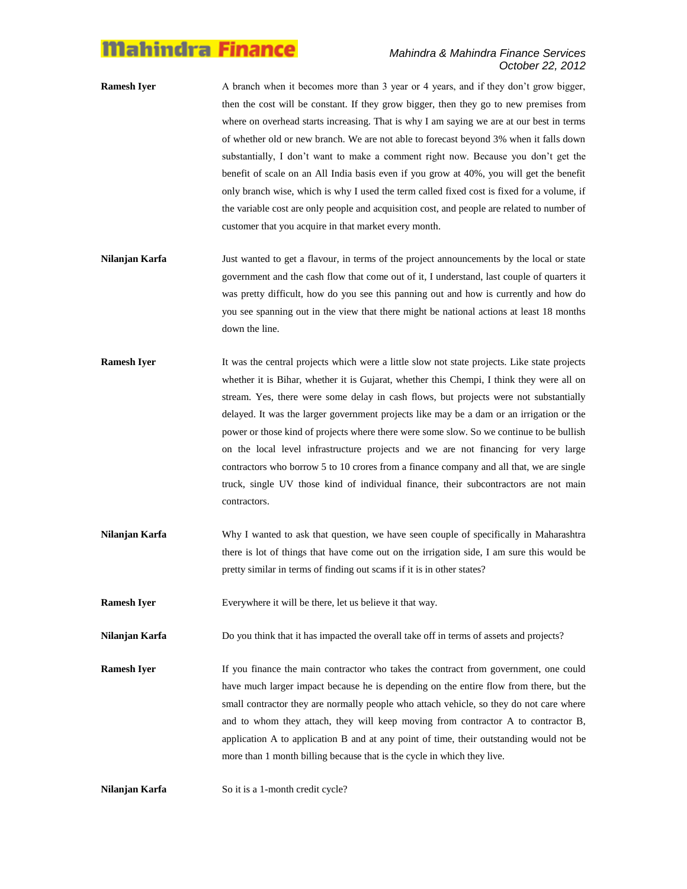**Ramesh Iyer** A branch when it becomes more than 3 year or 4 years, and if they don't grow bigger, then the cost will be constant. If they grow bigger, then they go to new premises from where on overhead starts increasing. That is why I am saying we are at our best in terms of whether old or new branch. We are not able to forecast beyond 3% when it falls down substantially, I don't want to make a comment right now. Because you don't get the benefit of scale on an All India basis even if you grow at 40%, you will get the benefit only branch wise, which is why I used the term called fixed cost is fixed for a volume, if the variable cost are only people and acquisition cost, and people are related to number of customer that you acquire in that market every month.

**Nilanjan Karfa** Just wanted to get a flavour, in terms of the project announcements by the local or state government and the cash flow that come out of it, I understand, last couple of quarters it was pretty difficult, how do you see this panning out and how is currently and how do you see spanning out in the view that there might be national actions at least 18 months down the line.

**Ramesh Iyer** It was the central projects which were a little slow not state projects. Like state projects whether it is Bihar, whether it is Gujarat, whether this Chempi, I think they were all on stream. Yes, there were some delay in cash flows, but projects were not substantially delayed. It was the larger government projects like may be a dam or an irrigation or the power or those kind of projects where there were some slow. So we continue to be bullish on the local level infrastructure projects and we are not financing for very large contractors who borrow 5 to 10 crores from a finance company and all that, we are single truck, single UV those kind of individual finance, their subcontractors are not main contractors.

**Nilanjan Karfa** Why I wanted to ask that question, we have seen couple of specifically in Maharashtra there is lot of things that have come out on the irrigation side, I am sure this would be pretty similar in terms of finding out scams if it is in other states?

**Ramesh Iyer** Everywhere it will be there, let us believe it that way.

**Nilanjan Karfa** Do you think that it has impacted the overall take off in terms of assets and projects?

**Ramesh Iyer** If you finance the main contractor who takes the contract from government, one could have much larger impact because he is depending on the entire flow from there, but the small contractor they are normally people who attach vehicle, so they do not care where and to whom they attach, they will keep moving from contractor A to contractor B, application A to application B and at any point of time, their outstanding would not be more than 1 month billing because that is the cycle in which they live.

**Nilanjan Karfa** So it is a 1-month credit cycle?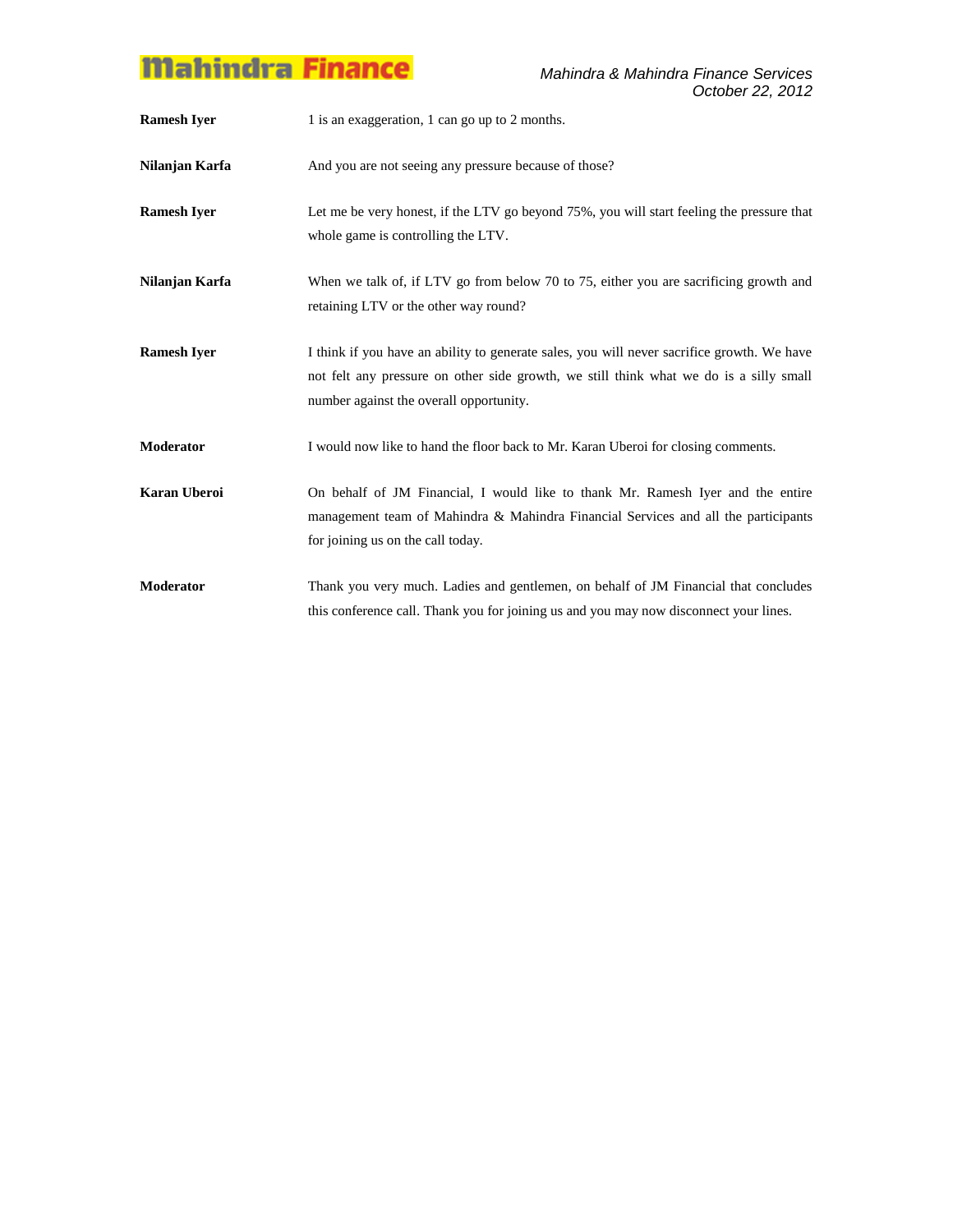**Ramesh Iyer** 1 is an exaggeration, 1 can go up to 2 months.

**Nilanjan Karfa** And you are not seeing any pressure because of those?

**Ramesh Iyer** Let me be very honest, if the LTV go beyond 75%, you will start feeling the pressure that whole game is controlling the LTV.

**Nilanjan Karfa** When we talk of, if LTV go from below 70 to 75, either you are sacrificing growth and retaining LTV or the other way round?

**Ramesh Iyer** I think if you have an ability to generate sales, you will never sacrifice growth. We have not felt any pressure on other side growth, we still think what we do is a silly small number against the overall opportunity.

**Moderator** I would now like to hand the floor back to Mr. Karan Uberoi for closing comments.

**Karan Uberoi** On behalf of JM Financial, I would like to thank Mr. Ramesh Iyer and the entire management team of Mahindra & Mahindra Financial Services and all the participants for joining us on the call today.

**Moderator** Thank you very much. Ladies and gentlemen, on behalf of JM Financial that concludes this conference call. Thank you for joining us and you may now disconnect your lines.